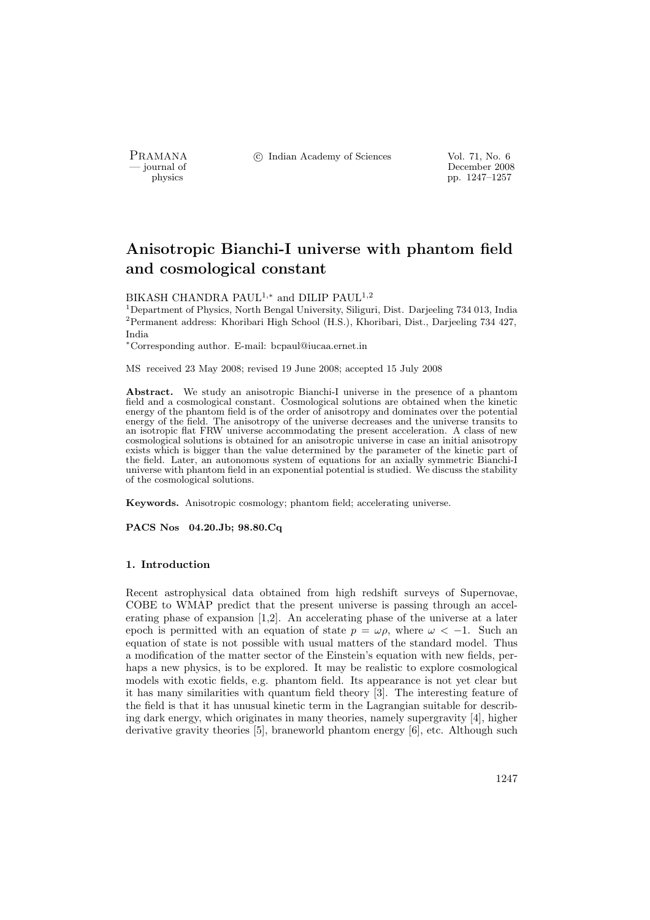# Anisotropic Bianchi-I universe with phantom field and cosmological constant

BIKASH CHANDRA PAUL[1,*] and DILIP PAUL[1,2]

[1]Department of Physics, North Bengal University, Siliguri, Dist. Darjeeling 734 013, India
[2]Permanent address: Khoribari High School (H.S.), Khoribari, Dist., Darjeeling 734 427, India
[*]Corresponding author. E-mail: bcpaul@iucaa.ernet.in

MS received 23 May 2008; revised 19 June 2008; accepted 15 July 2008

**Abstract.** We study an anisotropic Bianchi-I universe in the presence of a phantom field and a cosmological constant. Cosmological solutions are obtained when the kinetic energy of the phantom field is of the order of anisotropy and dominates over the potential energy of the field. The anisotropy of the universe decreases and the universe transits to an isotropic flat FRW universe accommodating the present acceleration. A class of new cosmological solutions is obtained for an anisotropic universe in case an initial anisotropy exists which is bigger than the value determined by the parameter of the kinetic part of the field. Later, an autonomous system of equations for an axially symmetric Bianchi-I universe with phantom field in an exponential potential is studied. We discuss the stability of the cosmological solutions.

**Keywords.** Anisotropic cosmology; phantom field; accelerating universe.

**PACS Nos** 04.20.Jb; 98.80.Cq

## 1. Introduction

Recent astrophysical data obtained from high redshift surveys of Supernovae, COBE to WMAP predict that the present universe is passing through an accelerating phase of expansion [1,2]. An accelerating phase of the universe at a later epoch is permitted with an equation of state $p = \omega\rho$, where $\omega < -1$. Such an equation of state is not possible with usual matters of the standard model. Thus a modification of the matter sector of the Einstein's equation with new fields, perhaps a new physics, is to be explored. It may be realistic to explore cosmological models with exotic fields, e.g. phantom field. Its appearance is not yet clear but it has many similarities with quantum field theory [3]. The interesting feature of the field is that it has unusual kinetic term in the Lagrangian suitable for describing dark energy, which originates in many theories, namely supergravity [4], higher derivative gravity theories [5], braneworld phantom energy [6], etc. Although such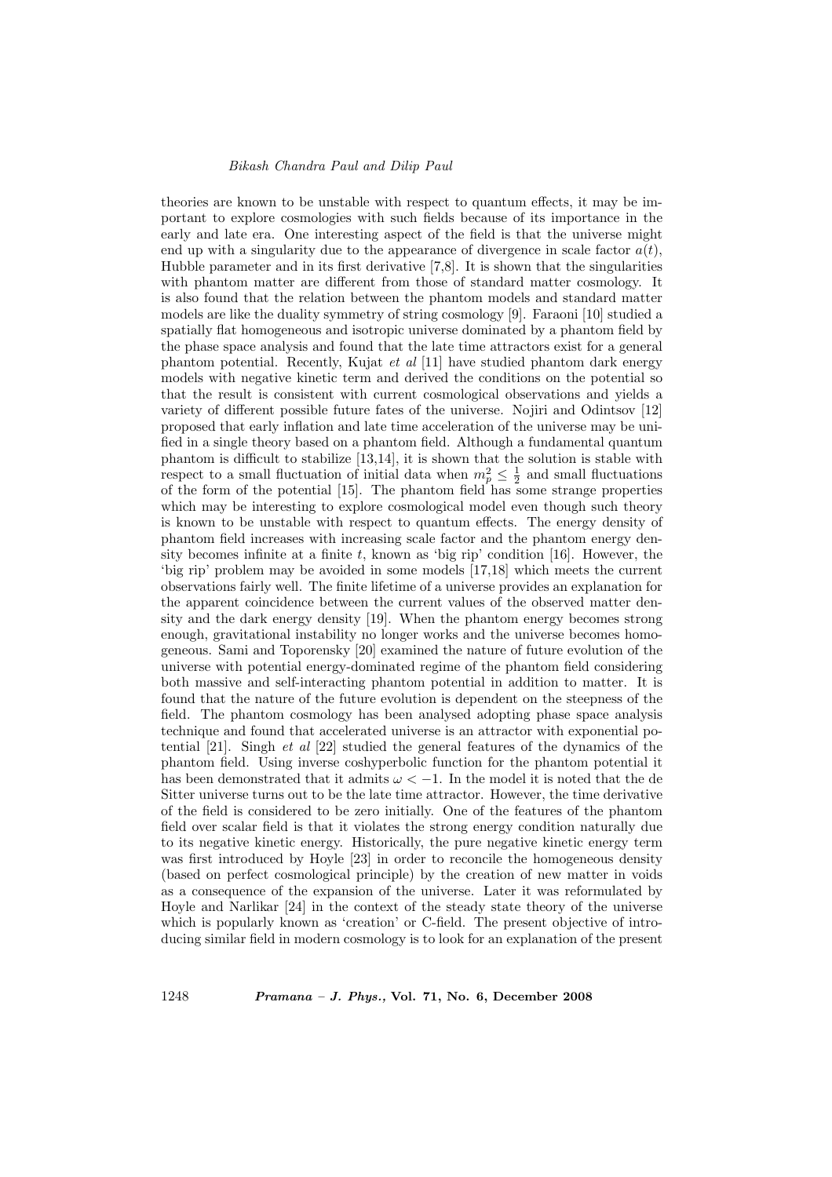theories are known to be unstable with respect to quantum effects, it may be important to explore cosmologies with such fields because of its importance in the early and late era. One interesting aspect of the field is that the universe might end up with a singularity due to the appearance of divergence in scale factor $a(t)$, Hubble parameter and in its first derivative [7,8]. It is shown that the singularities with phantom matter are different from those of standard matter cosmology. It is also found that the relation between the phantom models and standard matter models are like the duality symmetry of string cosmology [9]. Faraoni [10] studied a spatially flat homogeneous and isotropic universe dominated by a phantom field by the phase space analysis and found that the late time attractors exist for a general phantom potential. Recently, Kujat *et al* [11] have studied phantom dark energy models with negative kinetic term and derived the conditions on the potential so that the result is consistent with current cosmological observations and yields a variety of different possible future fates of the universe. Nojiri and Odintsov [12] proposed that early inflation and late time acceleration of the universe may be unified in a single theory based on a phantom field. Although a fundamental quantum phantom is difficult to stabilize [13,14], it is shown that the solution is stable with respect to a small fluctuation of initial data when $m_p^2 \leq \frac{1}{2}$ and small fluctuations of the form of the potential [15]. The phantom field has some strange properties which may be interesting to explore cosmological model even though such theory is known to be unstable with respect to quantum effects. The energy density of phantom field increases with increasing scale factor and the phantom energy density becomes infinite at a finite $t$, known as 'big rip' condition [16]. However, the 'big rip' problem may be avoided in some models [17,18] which meets the current observations fairly well. The finite lifetime of a universe provides an explanation for the apparent coincidence between the current values of the observed matter density and the dark energy density [19]. When the phantom energy becomes strong enough, gravitational instability no longer works and the universe becomes homogeneous. Sami and Toporensky [20] examined the nature of future evolution of the universe with potential energy-dominated regime of the phantom field considering both massive and self-interacting phantom potential in addition to matter. It is found that the nature of the future evolution is dependent on the steepness of the field. The phantom cosmology has been analysed adopting phase space analysis technique and found that accelerated universe is an attractor with exponential potential [21]. Singh *et al* [22] studied the general features of the dynamics of the phantom field. Using inverse coshyperbolic function for the phantom potential it has been demonstrated that it admits $\omega < -1$. In the model it is noted that the de Sitter universe turns out to be the late time attractor. However, the time derivative of the field is considered to be zero initially. One of the features of the phantom field over scalar field is that it violates the strong energy condition naturally due to its negative kinetic energy. Historically, the pure negative kinetic energy term was first introduced by Hoyle [23] in order to reconcile the homogeneous density (based on perfect cosmological principle) by the creation of new matter in voids as a consequence of the expansion of the universe. Later it was reformulated by Hoyle and Narlikar [24] in the context of the steady state theory of the universe which is popularly known as 'creation' or C-field. The present objective of introducing similar field in modern cosmology is to look for an explanation of the present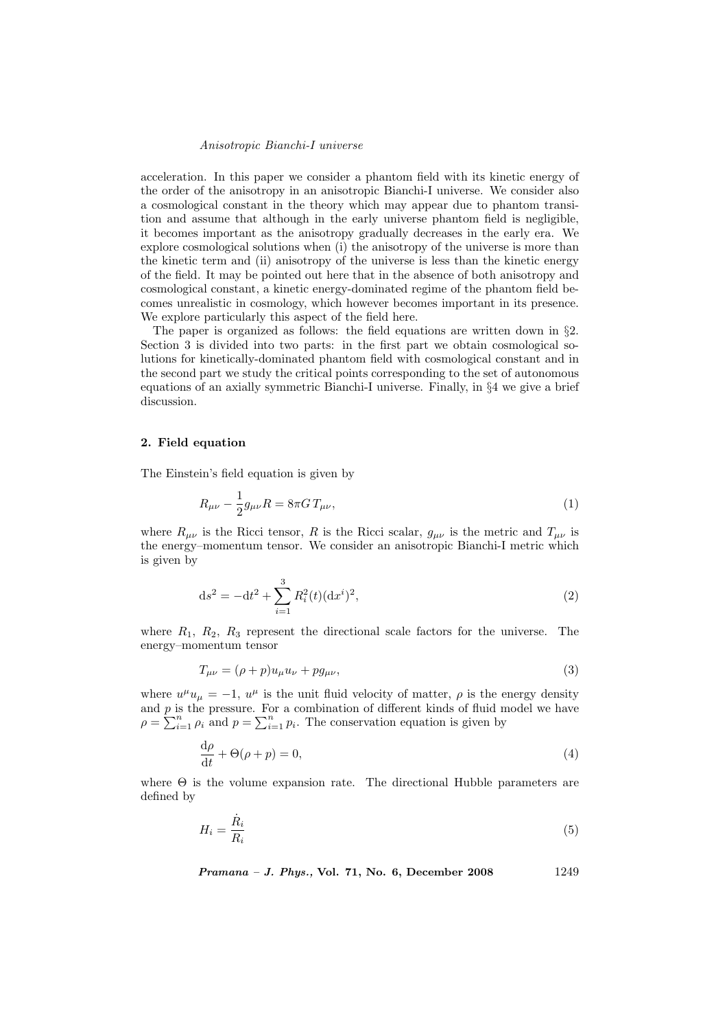acceleration. In this paper we consider a phantom field with its kinetic energy of the order of the anisotropy in an anisotropic Bianchi-I universe. We consider also a cosmological constant in the theory which may appear due to phantom transition and assume that although in the early universe phantom field is negligible, it becomes important as the anisotropy gradually decreases in the early era. We explore cosmological solutions when (i) the anisotropy of the universe is more than the kinetic term and (ii) anisotropy of the universe is less than the kinetic energy of the field. It may be pointed out here that in the absence of both anisotropy and cosmological constant, a kinetic energy-dominated regime of the phantom field becomes unrealistic in cosmology, which however becomes important in its presence. We explore particularly this aspect of the field here.

The paper is organized as follows: the field equations are written down in §2. Section 3 is divided into two parts: in the first part we obtain cosmological solutions for kinetically-dominated phantom field with cosmological constant and in the second part we study the critical points corresponding to the set of autonomous equations of an axially symmetric Bianchi-I universe. Finally, in §4 we give a brief discussion.

## 2. Field equation

The Einstein's field equation is given by

$$R_{\mu\nu} - \frac{1}{2} g_{\mu\nu} R = 8\pi G \, T_{\mu\nu}, \tag{1}$$

where $R_{\mu\nu}$ is the Ricci tensor, $R$ is the Ricci scalar, $g_{\mu\nu}$ is the metric and $T_{\mu\nu}$ is the energy–momentum tensor. We consider an anisotropic Bianchi-I metric which is given by

$$\mathrm{d}s^2 = -\mathrm{d}t^2 + \sum_{i=1}^{3} R_i^2(t)(\mathrm{d}x^i)^2, \tag{2}$$

where $R_1$, $R_2$, $R_3$ represent the directional scale factors for the universe. The energy–momentum tensor

$$T_{\mu\nu} = (\rho + p) u_\mu u_\nu + p g_{\mu\nu}, \tag{3}$$

where $u^\mu u_\mu = -1$, $u^\mu$ is the unit fluid velocity of matter, $\rho$ is the energy density and $p$ is the pressure. For a combination of different kinds of fluid model we have $\rho = \sum_{i=1}^{n} \rho_i$ and $p = \sum_{i=1}^{n} p_i$. The conservation equation is given by

$$\frac{\mathrm{d}\rho}{\mathrm{d}t} + \Theta(\rho + p) = 0, \tag{4}$$

where $\Theta$ is the volume expansion rate. The directional Hubble parameters are defined by

$$H_i = \frac{\dot{R}_i}{R_i} \tag{5}$$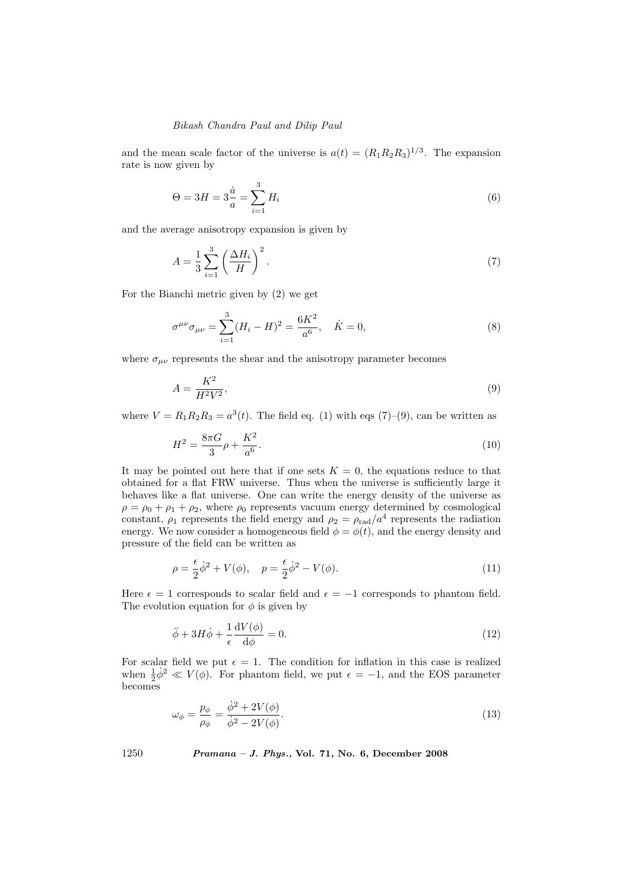and the mean scale factor of the universe is $a(t) = (R_1 R_2 R_3)^{1/3}$. The expansion rate is now given by

$$\Theta = 3H = 3\frac{\dot{a}}{a} = \sum_{i=1}^{3} H_i \tag{6}$$

and the average anisotropy expansion is given by

$$A = \frac{1}{3}\sum_{i=1}^{3}\left(\frac{\Delta H_i}{H}\right)^2. \tag{7}$$

For the Bianchi metric given by (2) we get

$$\sigma^{\mu\nu}\sigma_{\mu\nu} = \sum_{i=1}^{3}(H_i - H)^2 = \frac{6K^2}{a^6}, \quad \dot{K} = 0, \tag{8}$$

where $\sigma_{\mu\nu}$ represents the shear and the anisotropy parameter becomes

$$A = \frac{K^2}{H^2 V^2}, \tag{9}$$

where $V = R_1 R_2 R_3 = a^3(t)$. The field eq. (1) with eqs (7)–(9), can be written as

$$H^2 = \frac{8\pi G}{3}\rho + \frac{K^2}{a^6}. \tag{10}$$

It may be pointed out here that if one sets $K = 0$, the equations reduce to that obtained for a flat FRW universe. Thus when the universe is sufficiently large it behaves like a flat universe. One can write the energy density of the universe as $\rho = \rho_0 + \rho_1 + \rho_2$, where $\rho_0$ represents vacuum energy determined by cosmological constant, $\rho_1$ represents the field energy and $\rho_2 = \rho_{\rm rad}/a^4$ represents the radiation energy. We now consider a homogeneous field $\phi = \phi(t)$, and the energy density and pressure of the field can be written as

$$\rho = \frac{\epsilon}{2}\dot{\phi}^2 + V(\phi), \quad p = \frac{\epsilon}{2}\dot{\phi}^2 - V(\phi). \tag{11}$$

Here $\epsilon = 1$ corresponds to scalar field and $\epsilon = -1$ corresponds to phantom field. The evolution equation for $\phi$ is given by

$$\ddot{\phi} + 3H\dot{\phi} + \frac{1}{\epsilon}\frac{\mathrm{d}V(\phi)}{\mathrm{d}\phi} = 0. \tag{12}$$

For scalar field we put $\epsilon = 1$. The condition for inflation in this case is realized when $\frac{1}{2}\dot{\phi}^2 \ll V(\phi)$. For phantom field, we put $\epsilon = -1$, and the EOS parameter becomes

$$\omega_\phi = \frac{p_\phi}{\rho_\phi} = \frac{\dot{\phi}^2 + 2V(\phi)}{\dot{\phi}^2 - 2V(\phi)}. \tag{13}$$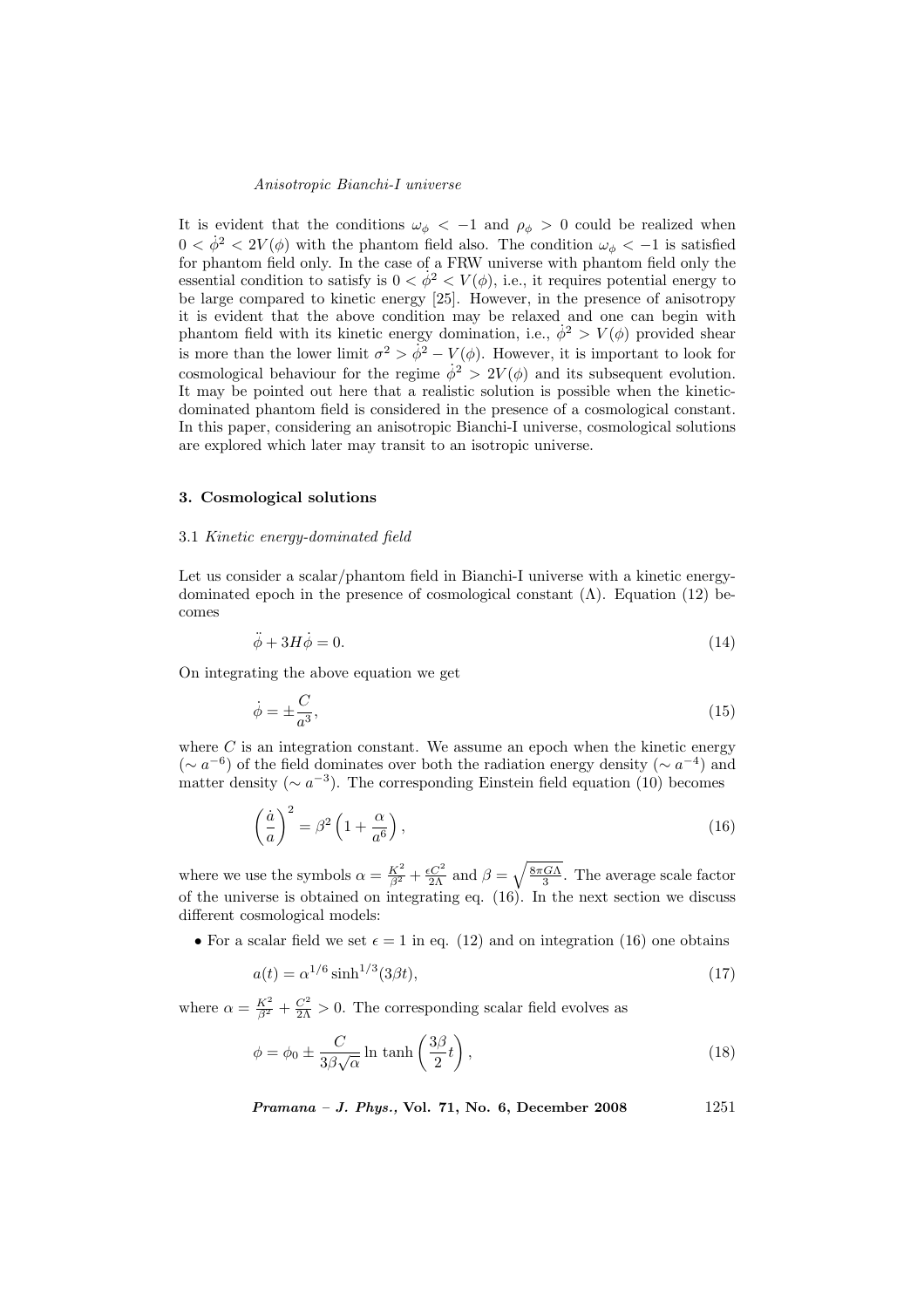It is evident that the conditions $\omega_\phi < -1$ and $\rho_\phi > 0$ could be realized when $0 < \dot{\phi}^2 < 2V(\phi)$ with the phantom field also. The condition $\omega_\phi < -1$ is satisfied for phantom field only. In the case of a FRW universe with phantom field only the essential condition to satisfy is $0 < \dot{\phi}^2 < V(\phi)$, i.e., it requires potential energy to be large compared to kinetic energy [25]. However, in the presence of anisotropy it is evident that the above condition may be relaxed and one can begin with phantom field with its kinetic energy domination, i.e., $\dot{\phi}^2 > V(\phi)$ provided shear is more than the lower limit $\sigma^2 > \dot{\phi}^2 - V(\phi)$. However, it is important to look for cosmological behaviour for the regime $\dot{\phi}^2 > 2V(\phi)$ and its subsequent evolution. It may be pointed out here that a realistic solution is possible when the kinetic-dominated phantom field is considered in the presence of a cosmological constant. In this paper, considering an anisotropic Bianchi-I universe, cosmological solutions are explored which later may transit to an isotropic universe.

## 3. Cosmological solutions

### 3.1 *Kinetic energy-dominated field*

Let us consider a scalar/phantom field in Bianchi-I universe with a kinetic energy-dominated epoch in the presence of cosmological constant ($\Lambda$). Equation (12) becomes

$$\ddot{\phi} + 3H\dot{\phi} = 0. \tag{14}$$

On integrating the above equation we get

$$\dot{\phi} = \pm \frac{C}{a^3}, \tag{15}$$

where $C$ is an integration constant. We assume an epoch when the kinetic energy ($\sim a^{-6}$) of the field dominates over both the radiation energy density ($\sim a^{-4}$) and matter density ($\sim a^{-3}$). The corresponding Einstein field equation (10) becomes

$$\left(\frac{\dot{a}}{a}\right)^2 = \beta^2 \left(1 + \frac{\alpha}{a^6}\right), \tag{16}$$

where we use the symbols $\alpha = \frac{K^2}{\beta^2} + \frac{\epsilon C^2}{2\Lambda}$ and $\beta = \sqrt{\frac{8\pi G\Lambda}{3}}$. The average scale factor of the universe is obtained on integrating eq. (16). In the next section we discuss different cosmological models:

- For a scalar field we set $\epsilon = 1$ in eq. (12) and on integration (16) one obtains

$$a(t) = \alpha^{1/6} \sinh^{1/3}(3\beta t), \tag{17}$$

where $\alpha = \frac{K^2}{\beta^2} + \frac{C^2}{2\Lambda} > 0$. The corresponding scalar field evolves as

$$\phi = \phi_0 \pm \frac{C}{3\beta\sqrt{\alpha}} \ln \tanh\left(\frac{3\beta}{2}t\right), \tag{18}$$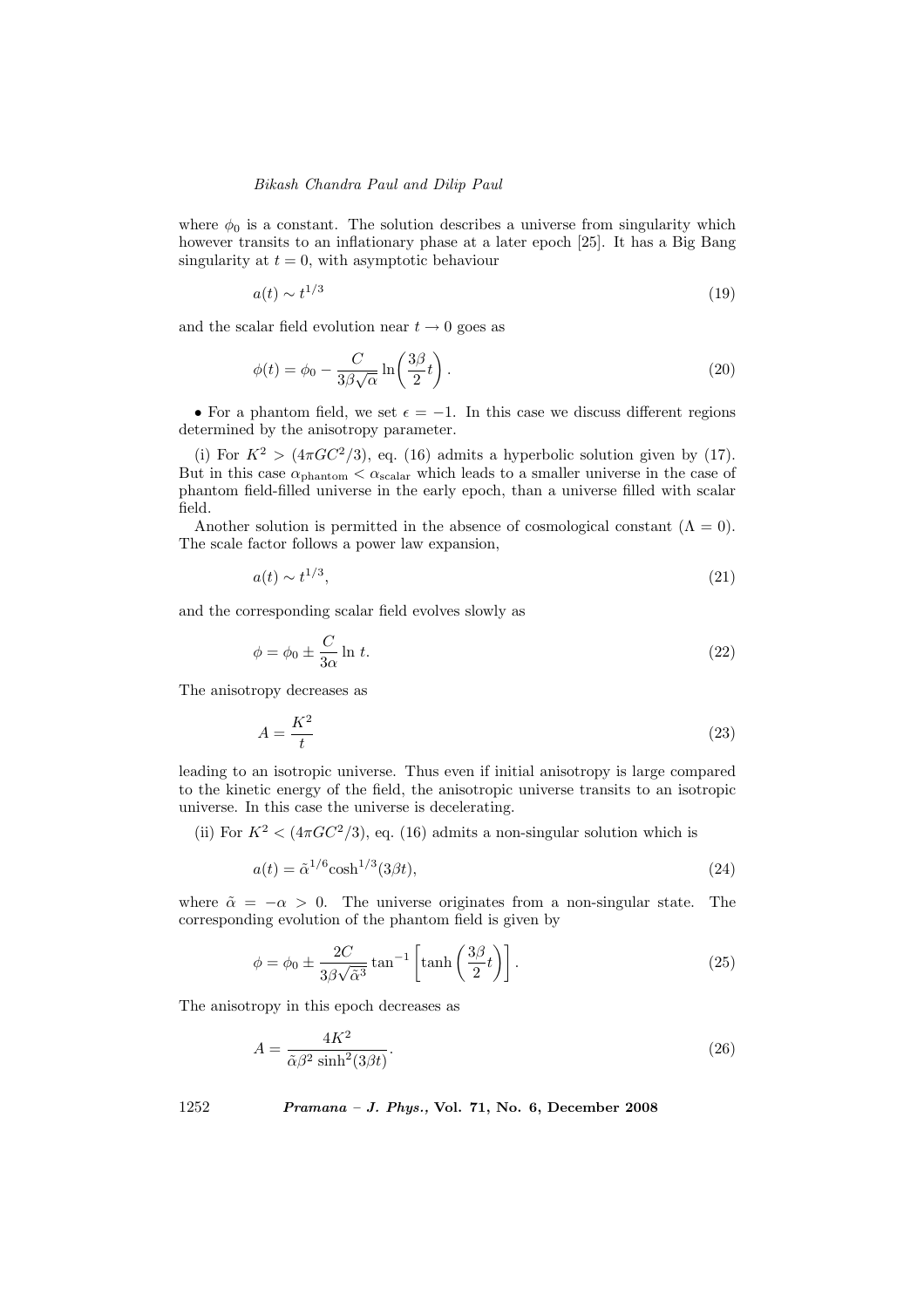where $\phi_0$ is a constant. The solution describes a universe from singularity which however transits to an inflationary phase at a later epoch [25]. It has a Big Bang singularity at $t = 0$, with asymptotic behaviour

$$a(t) \sim t^{1/3} \tag{19}$$

and the scalar field evolution near $t \to 0$ goes as

$$\phi(t) = \phi_0 - \frac{C}{3\beta\sqrt{\alpha}} \ln\left(\frac{3\beta}{2}t\right). \tag{20}$$

• For a phantom field, we set $\epsilon = -1$. In this case we discuss different regions determined by the anisotropy parameter.

(i) For $K^2 > (4\pi G C^2/3)$, eq. (16) admits a hyperbolic solution given by (17). But in this case $\alpha_{\text{phantom}} < \alpha_{\text{scalar}}$ which leads to a smaller universe in the case of phantom field-filled universe in the early epoch, than a universe filled with scalar field.

Another solution is permitted in the absence of cosmological constant ($\Lambda = 0$). The scale factor follows a power law expansion,

$$a(t) \sim t^{1/3}, \tag{21}$$

and the corresponding scalar field evolves slowly as

$$\phi = \phi_0 \pm \frac{C}{3\alpha} \ln t. \tag{22}$$

The anisotropy decreases as

$$A = \frac{K^2}{t} \tag{23}$$

leading to an isotropic universe. Thus even if initial anisotropy is large compared to the kinetic energy of the field, the anisotropic universe transits to an isotropic universe. In this case the universe is decelerating.

(ii) For $K^2 < (4\pi G C^2/3)$, eq. (16) admits a non-singular solution which is

$$a(t) = \tilde{\alpha}^{1/6} \cosh^{1/3}(3\beta t), \tag{24}$$

where $\tilde{\alpha} = -\alpha > 0$. The universe originates from a non-singular state. The corresponding evolution of the phantom field is given by

$$\phi = \phi_0 \pm \frac{2C}{3\beta\sqrt{\tilde{\alpha}^3}} \tan^{-1}\left[\tanh\left(\frac{3\beta}{2}t\right)\right]. \tag{25}$$

The anisotropy in this epoch decreases as

$$A = \frac{4K^2}{\tilde{\alpha}\beta^2 \sinh^2(3\beta t)}. \tag{26}$$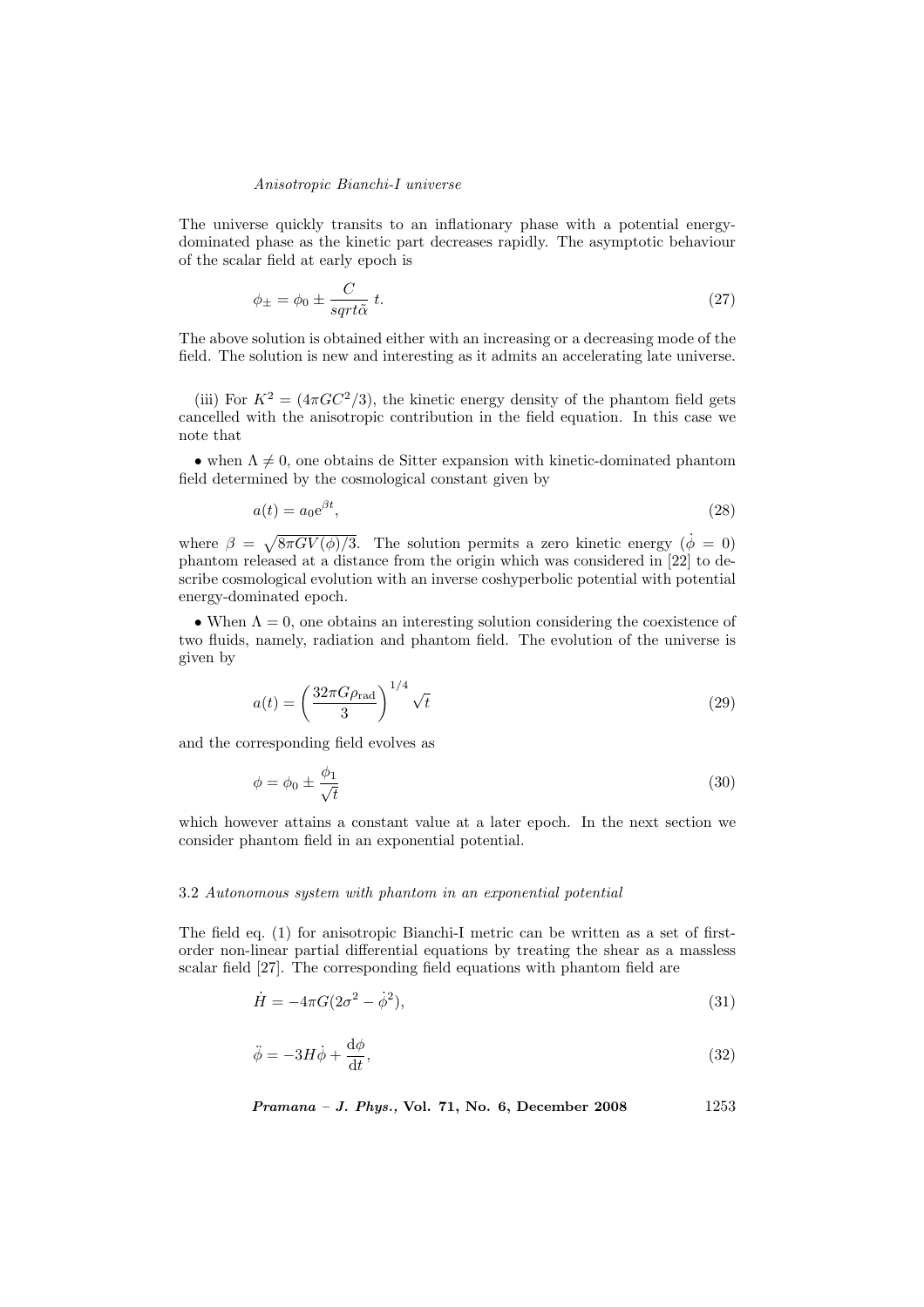The universe quickly transits to an inflationary phase with a potential energy-dominated phase as the kinetic part decreases rapidly. The asymptotic behaviour of the scalar field at early epoch is

$$\phi_{\pm} = \phi_0 \pm \frac{C}{sqrt\tilde{\alpha}}\ t. \tag{27}$$

The above solution is obtained either with an increasing or a decreasing mode of the field. The solution is new and interesting as it admits an accelerating late universe.

(iii) For $K^2 = (4\pi GC^2/3)$, the kinetic energy density of the phantom field gets cancelled with the anisotropic contribution in the field equation. In this case we note that

• when $\Lambda \neq 0$, one obtains de Sitter expansion with kinetic-dominated phantom field determined by the cosmological constant given by

$$a(t) = a_0 \mathrm{e}^{\beta t}, \tag{28}$$

where $\beta = \sqrt{8\pi GV(\phi)/3}$. The solution permits a zero kinetic energy ($\dot{\phi} = 0$) phantom released at a distance from the origin which was considered in [22] to describe cosmological evolution with an inverse coshyperbolic potential with potential energy-dominated epoch.

• When $\Lambda = 0$, one obtains an interesting solution considering the coexistence of two fluids, namely, radiation and phantom field. The evolution of the universe is given by

$$a(t) = \left(\frac{32\pi G\rho_{\mathrm{rad}}}{3}\right)^{1/4} \sqrt{t} \tag{29}$$

and the corresponding field evolves as

$$\phi = \phi_0 \pm \frac{\phi_1}{\sqrt{t}} \tag{30}$$

which however attains a constant value at a later epoch. In the next section we consider phantom field in an exponential potential.

### 3.2 *Autonomous system with phantom in an exponential potential*

The field eq. (1) for anisotropic Bianchi-I metric can be written as a set of first-order non-linear partial differential equations by treating the shear as a massless scalar field [27]. The corresponding field equations with phantom field are

$$\dot{H} = -4\pi G(2\sigma^2 - \dot{\phi}^2), \tag{31}$$

$$\ddot{\phi} = -3H\dot{\phi} + \frac{\mathrm{d}\phi}{\mathrm{d}t}, \tag{32}$$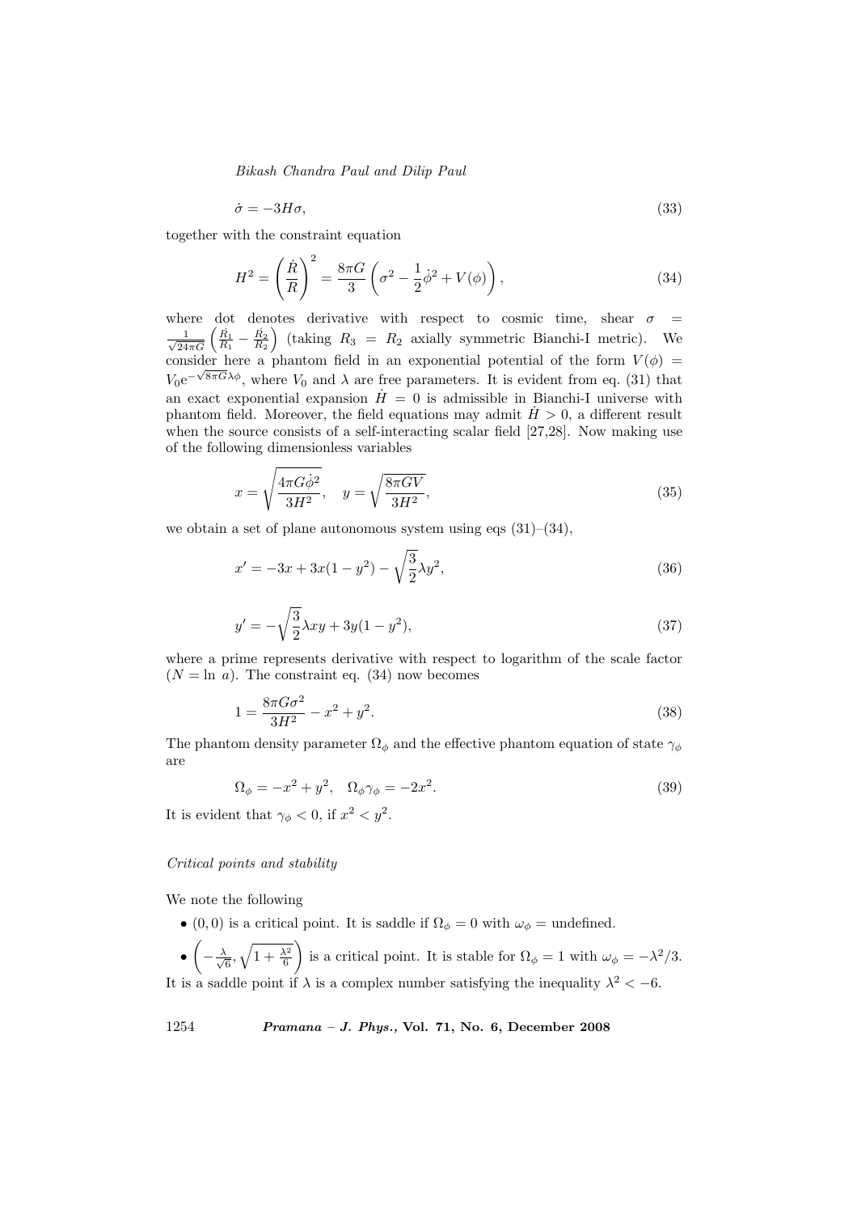$$\dot{\sigma} = -3H\sigma, \tag{33}$$

together with the constraint equation

$$H^2 = \left(\frac{\dot{R}}{R}\right)^2 = \frac{8\pi G}{3}\left(\sigma^2 - \frac{1}{2}\dot{\phi}^2 + V(\phi)\right), \tag{34}$$

where dot denotes derivative with respect to cosmic time, shear $\sigma = \frac{1}{\sqrt{24\pi G}}\left(\frac{\dot{R}_1}{R_1} - \frac{\dot{R}_2}{R_2}\right)$ (taking $R_3 = R_2$ axially symmetric Bianchi-I metric). We consider here a phantom field in an exponential potential of the form $V(\phi) = V_0 \mathrm{e}^{-\sqrt{8\pi G}\lambda\phi}$, where $V_0$ and $\lambda$ are free parameters. It is evident from eq. (31) that an exact exponential expansion $\dot{H} = 0$ is admissible in Bianchi-I universe with phantom field. Moreover, the field equations may admit $\dot{H} > 0$, a different result when the source consists of a self-interacting scalar field [27,28]. Now making use of the following dimensionless variables

$$x = \sqrt{\frac{4\pi G\dot{\phi}^2}{3H^2}}, \quad y = \sqrt{\frac{8\pi GV}{3H^2}}, \tag{35}$$

we obtain a set of plane autonomous system using eqs (31)–(34),

$$x' = -3x + 3x(1 - y^2) - \sqrt{\frac{3}{2}}\lambda y^2, \tag{36}$$

$$y' = -\sqrt{\frac{3}{2}}\lambda xy + 3y(1 - y^2), \tag{37}$$

where a prime represents derivative with respect to logarithm of the scale factor ($N = \ln\, a$). The constraint eq. (34) now becomes

$$1 = \frac{8\pi G\sigma^2}{3H^2} - x^2 + y^2. \tag{38}$$

The phantom density parameter $\Omega_\phi$ and the effective phantom equation of state $\gamma_\phi$ are

$$\Omega_\phi = -x^2 + y^2, \quad \Omega_\phi\gamma_\phi = -2x^2. \tag{39}$$

It is evident that $\gamma_\phi < 0$, if $x^2 < y^2$.

*Critical points and stability*

We note the following

- $(0, 0)$ is a critical point. It is saddle if $\Omega_\phi = 0$ with $\omega_\phi =$ undefined.
- $\left(-\frac{\lambda}{\sqrt{6}}, \sqrt{1 + \frac{\lambda^2}{6}}\right)$ is a critical point. It is stable for $\Omega_\phi = 1$ with $\omega_\phi = -\lambda^2/3$.

It is a saddle point if $\lambda$ is a complex number satisfying the inequality $\lambda^2 < -6$.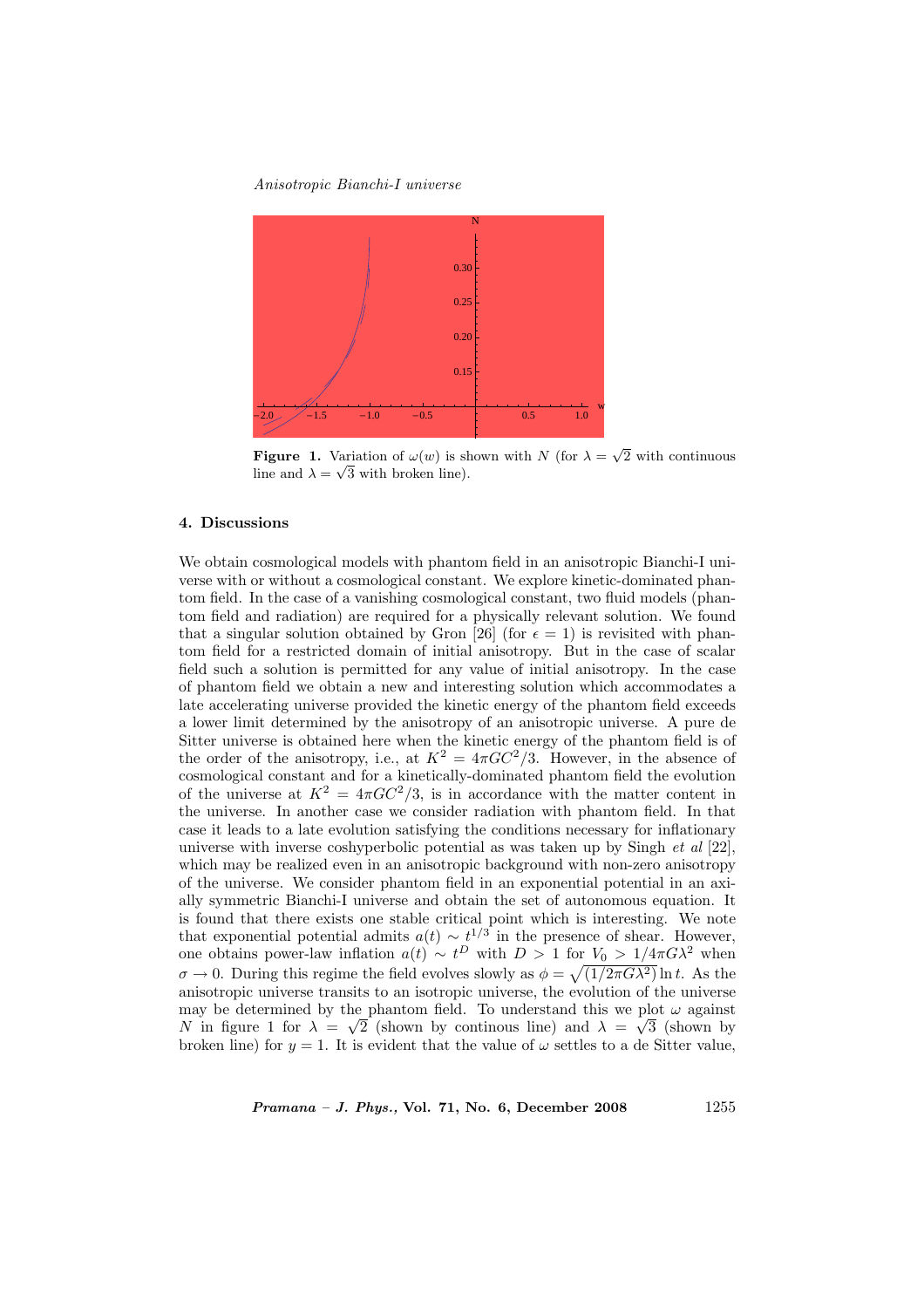**Figure 1.** Variation of $\omega(w)$ is shown with $N$ (for $\lambda = \sqrt{2}$ with continuous line and $\lambda = \sqrt{3}$ with broken line).

## 4. Discussions

We obtain cosmological models with phantom field in an anisotropic Bianchi-I universe with or without a cosmological constant. We explore kinetic-dominated phantom field. In the case of a vanishing cosmological constant, two fluid models (phantom field and radiation) are required for a physically relevant solution. We found that a singular solution obtained by Gron [26] (for $\epsilon = 1$) is revisited with phantom field for a restricted domain of initial anisotropy. But in the case of scalar field such a solution is permitted for any value of initial anisotropy. In the case of phantom field we obtain a new and interesting solution which accommodates a late accelerating universe provided the kinetic energy of the phantom field exceeds a lower limit determined by the anisotropy of an anisotropic universe. A pure de Sitter universe is obtained here when the kinetic energy of the phantom field is of the order of the anisotropy, i.e., at $K^2 = 4\pi GC^2/3$. However, in the absence of cosmological constant and for a kinetically-dominated phantom field the evolution of the universe at $K^2 = 4\pi GC^2/3$, is in accordance with the matter content in the universe. In another case we consider radiation with phantom field. In that case it leads to a late evolution satisfying the conditions necessary for inflationary universe with inverse coshyperbolic potential as was taken up by Singh *et al* [22], which may be realized even in an anisotropic background with non-zero anisotropy of the universe. We consider phantom field in an exponential potential in an axially symmetric Bianchi-I universe and obtain the set of autonomous equation. It is found that there exists one stable critical point which is interesting. We note that exponential potential admits $a(t) \sim t^{1/3}$ in the presence of shear. However, one obtains power-law inflation $a(t) \sim t^D$ with $D > 1$ for $V_0 > 1/4\pi G\lambda^2$ when $\sigma \to 0$. During this regime the field evolves slowly as $\phi = \sqrt{(1/2\pi G\lambda^2)}\ln t$. As the anisotropic universe transits to an isotropic universe, the evolution of the universe may be determined by the phantom field. To understand this we plot $\omega$ against $N$ in figure 1 for $\lambda = \sqrt{2}$ (shown by continous line) and $\lambda = \sqrt{3}$ (shown by broken line) for $y = 1$. It is evident that the value of $\omega$ settles to a de Sitter value,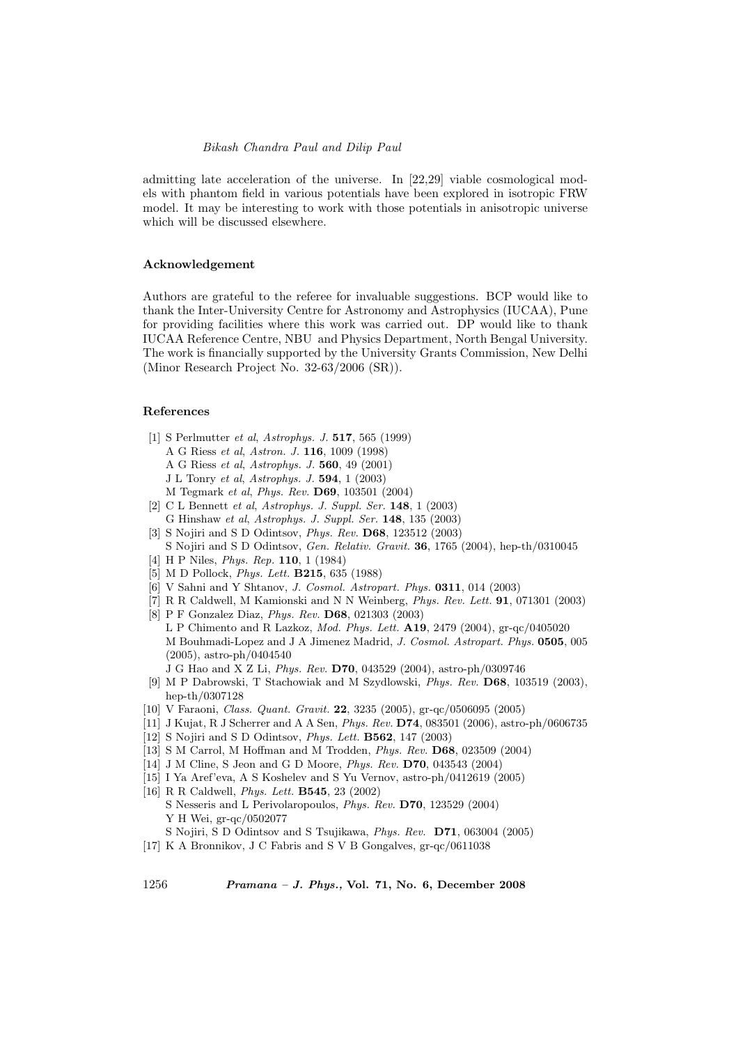admitting late acceleration of the universe. In [22,29] viable cosmological models with phantom field in various potentials have been explored in isotropic FRW model. It may be interesting to work with those potentials in anisotropic universe which will be discussed elsewhere.

### Acknowledgement

Authors are grateful to the referee for invaluable suggestions. BCP would like to thank the Inter-University Centre for Astronomy and Astrophysics (IUCAA), Pune for providing facilities where this work was carried out. DP would like to thank IUCAA Reference Centre, NBU and Physics Department, North Bengal University. The work is financially supported by the University Grants Commission, New Delhi (Minor Research Project No. 32-63/2006 (SR)).

### References

[1] S Perlmutter *et al*, *Astrophys. J.* **517**, 565 (1999)
A G Riess *et al*, *Astron. J.* **116**, 1009 (1998)
A G Riess *et al*, *Astrophys. J.* **560**, 49 (2001)
J L Tonry *et al*, *Astrophys. J.* **594**, 1 (2003)
M Tegmark *et al*, *Phys. Rev.* **D69**, 103501 (2004)

[2] C L Bennett *et al*, *Astrophys. J. Suppl. Ser.* **148**, 1 (2003)
G Hinshaw *et al*, *Astrophys. J. Suppl. Ser.* **148**, 135 (2003)

[3] S Nojiri and S D Odintsov, *Phys. Rev.* **D68**, 123512 (2003)
S Nojiri and S D Odintsov, *Gen. Relativ. Gravit.* **36**, 1765 (2004), hep-th/0310045

[4] H P Niles, *Phys. Rep.* **110**, 1 (1984)

[5] M D Pollock, *Phys. Lett.* **B215**, 635 (1988)

[6] V Sahni and Y Shtanov, *J. Cosmol. Astropart. Phys.* **0311**, 014 (2003)

[7] R R Caldwell, M Kamionski and N N Weinberg, *Phys. Rev. Lett.* **91**, 071301 (2003)

[8] P F Gonzalez Diaz, *Phys. Rev.* **D68**, 021303 (2003)
L P Chimento and R Lazkoz, *Mod. Phys. Lett.* **A19**, 2479 (2004), gr-qc/0405020
M Bouhmadi-Lopez and J A Jimenez Madrid, *J. Cosmol. Astropart. Phys.* **0505**, 005 (2005), astro-ph/0404540
J G Hao and X Z Li, *Phys. Rev.* **D70**, 043529 (2004), astro-ph/0309746

[9] M P Dabrowski, T Stachowiak and M Szydlowski, *Phys. Rev.* **D68**, 103519 (2003), hep-th/0307128

[10] V Faraoni, *Class. Quant. Gravit.* **22**, 3235 (2005), gr-qc/0506095 (2005)

[11] J Kujat, R J Scherrer and A A Sen, *Phys. Rev.* **D74**, 083501 (2006), astro-ph/0606735

[12] S Nojiri and S D Odintsov, *Phys. Lett.* **B562**, 147 (2003)

[13] S M Carrol, M Hoffman and M Trodden, *Phys. Rev.* **D68**, 023509 (2004)

[14] J M Cline, S Jeon and G D Moore, *Phys. Rev.* **D70**, 043543 (2004)

[15] I Ya Aref'eva, A S Koshelev and S Yu Vernov, astro-ph/0412619 (2005)

[16] R R Caldwell, *Phys. Lett.* **B545**, 23 (2002)
S Nesseris and L Perivolaropoulos, *Phys. Rev.* **D70**, 123529 (2004)
Y H Wei, gr-qc/0502077
S Nojiri, S D Odintsov and S Tsujikawa, *Phys. Rev.* **D71**, 063004 (2005)

[17] K A Bronnikov, J C Fabris and S V B Gongalves, gr-qc/0611038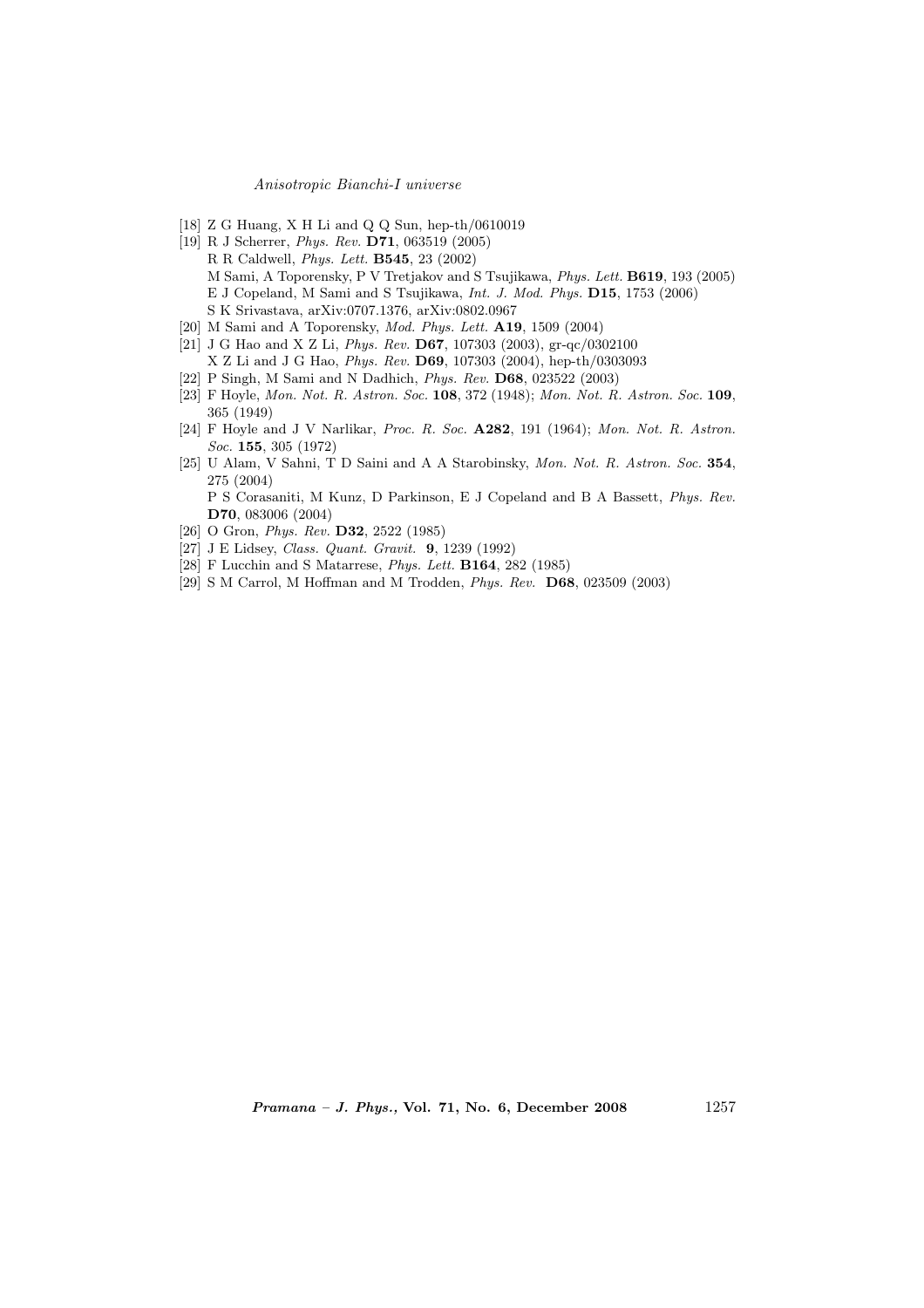[18] Z G Huang, X H Li and Q Q Sun, hep-th/0610019

[19] R J Scherrer, *Phys. Rev.* **D71**, 063519 (2005)
R R Caldwell, *Phys. Lett.* **B545**, 23 (2002)
M Sami, A Toporensky, P V Tretjakov and S Tsujikawa, *Phys. Lett.* **B619**, 193 (2005)
E J Copeland, M Sami and S Tsujikawa, *Int. J. Mod. Phys.* **D15**, 1753 (2006)
S K Srivastava, arXiv:0707.1376, arXiv:0802.0967

[20] M Sami and A Toporensky, *Mod. Phys. Lett.* **A19**, 1509 (2004)

[21] J G Hao and X Z Li, *Phys. Rev.* **D67**, 107303 (2003), gr-qc/0302100
X Z Li and J G Hao, *Phys. Rev.* **D69**, 107303 (2004), hep-th/0303093

[22] P Singh, M Sami and N Dadhich, *Phys. Rev.* **D68**, 023522 (2003)

[23] F Hoyle, *Mon. Not. R. Astron. Soc.* **108**, 372 (1948); *Mon. Not. R. Astron. Soc.* **109**, 365 (1949)

[24] F Hoyle and J V Narlikar, *Proc. R. Soc.* **A282**, 191 (1964); *Mon. Not. R. Astron. Soc.* **155**, 305 (1972)

[25] U Alam, V Sahni, T D Saini and A A Starobinsky, *Mon. Not. R. Astron. Soc.* **354**, 275 (2004)
P S Corasaniti, M Kunz, D Parkinson, E J Copeland and B A Bassett, *Phys. Rev.* **D70**, 083006 (2004)

[26] O Gron, *Phys. Rev.* **D32**, 2522 (1985)

[27] J E Lidsey, *Class. Quant. Gravit.* **9**, 1239 (1992)

[28] F Lucchin and S Matarrese, *Phys. Lett.* **B164**, 282 (1985)

[29] S M Carrol, M Hoffman and M Trodden, *Phys. Rev.* **D68**, 023509 (2003)